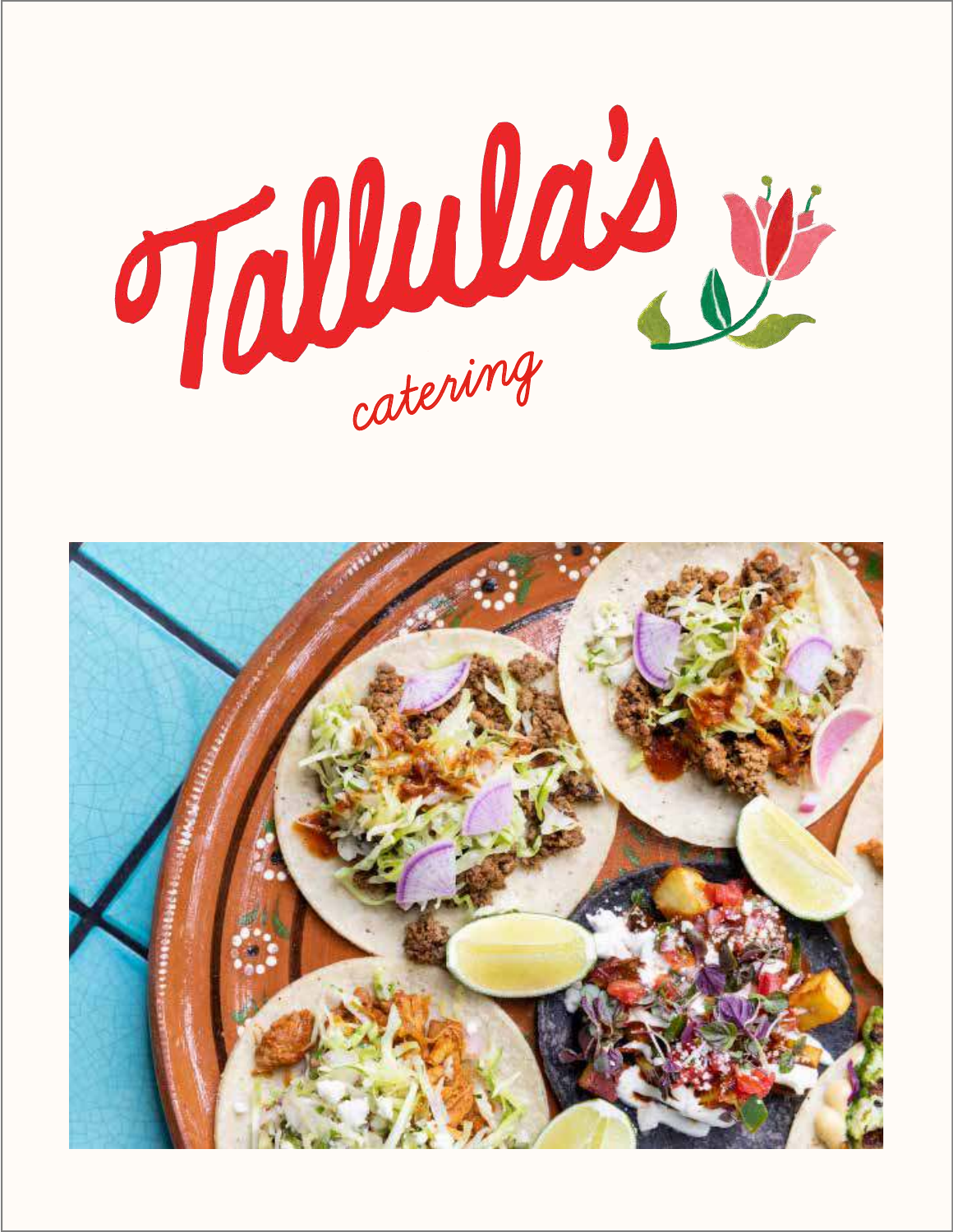# Tallula's

*catering*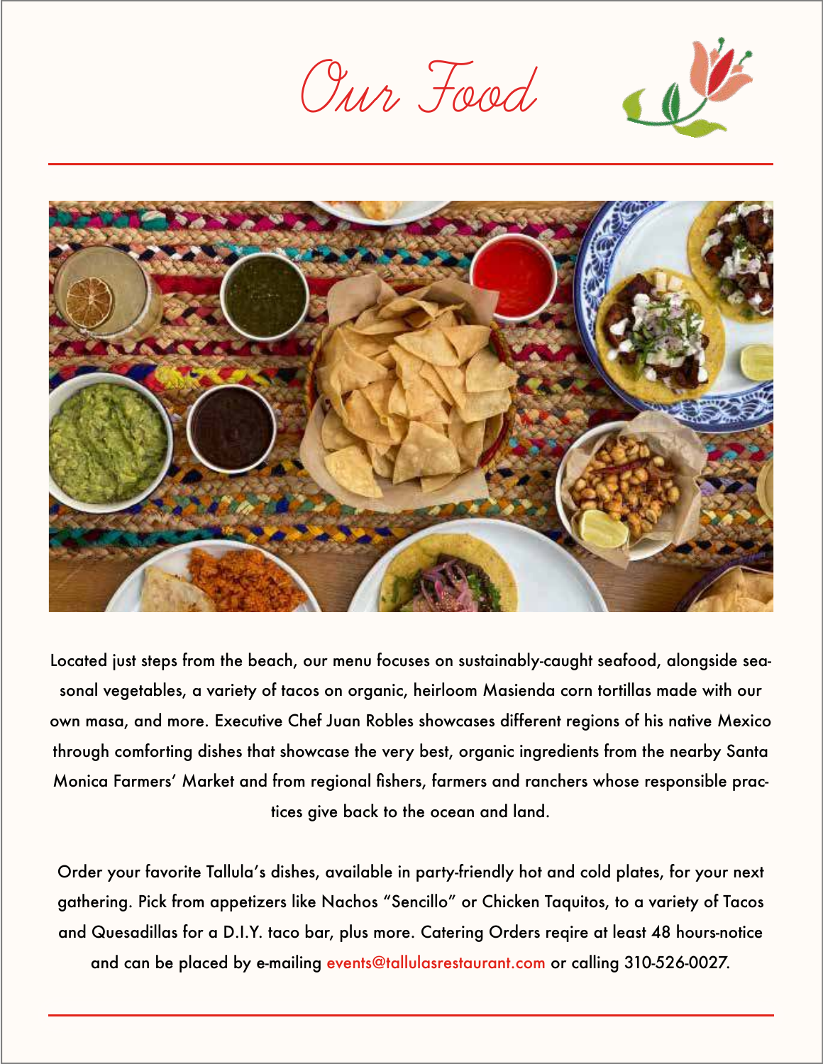# Our Food

Located just steps from the beach, our menu focuses on sustainably-caught seafood, alongside seasonal vegetables, a variety of tacos on organic, heirloom Masienda corn tortillas made with our own masa, and more. Executive Chef Juan Robles showcases different regions of his native Mexico through comforting dishes that showcase the very best, organic ingredients from the nearby Santa Monica Farmers' Market and from regional fishers, farmers and ranchers whose responsible practices give back to the ocean and land.

Order your favorite Tallula's dishes, available in party-friendly hot and cold plates, for your next gathering. Pick from appetizers like Nachos "Sencillo" or Chicken Taquitos, to a variety of Tacos and Quesadillas for a D.I.Y. taco bar, plus more. Catering Orders reqire at least 48 hours-notice and can be placed by e-mailing events@tallulasrestaurant.com or calling 310-526-0027.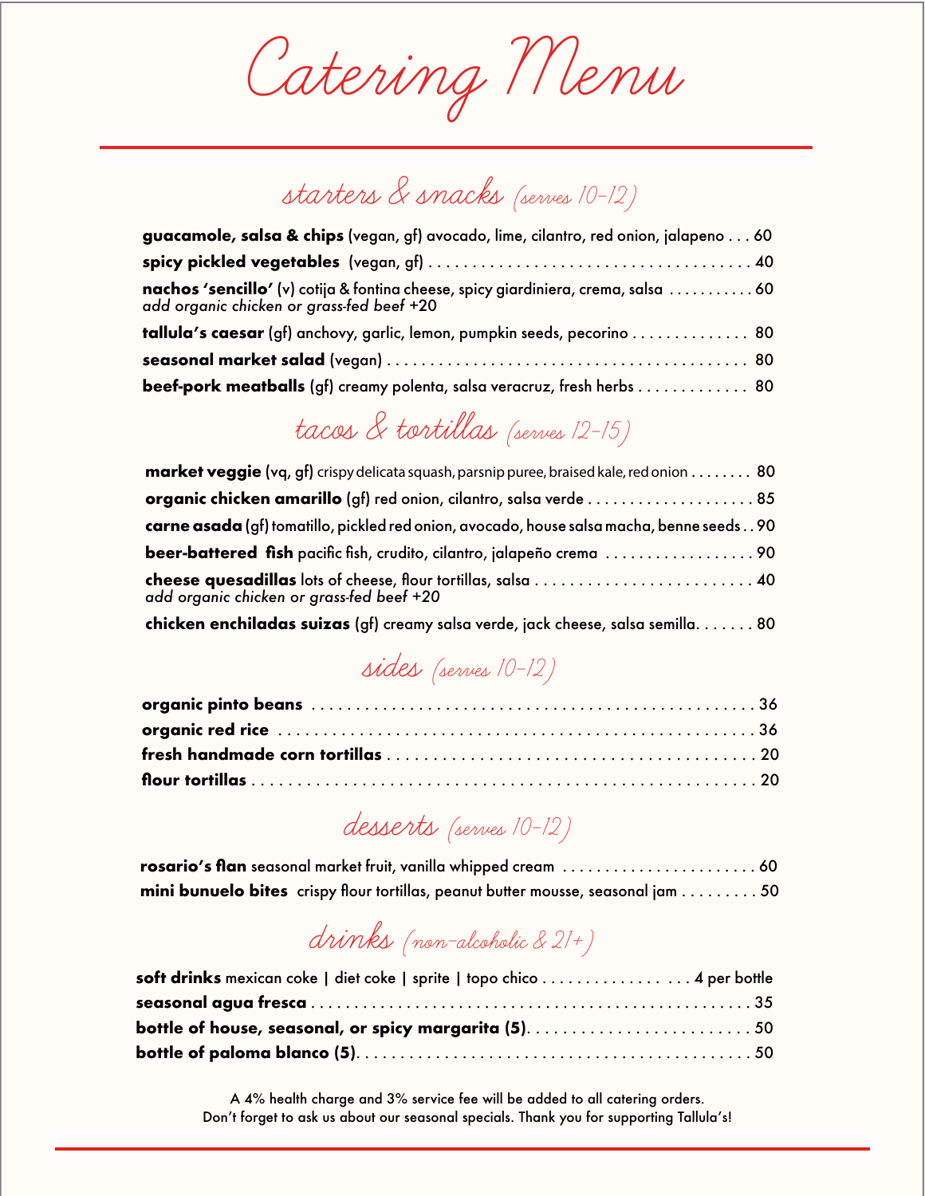# Catering Menu

## starters & snacks *(serves 10-12)*

**guacamole, salsa & chips** (vegan, gf) avocado, lime, cilantro, red onion, jalapeno . . . 60

**spicy pickled vegetables** (vegan, gf) . . . 40

**nachos 'sencillo'** (v) cotija & fontina cheese, spicy giardiniera, crema, salsa . . . 60
*add organic chicken or grass-fed beef +20*

**tallula's caesar** (gf) anchovy, garlic, lemon, pumpkin seeds, pecorino . . . 80

**seasonal market salad** (vegan) . . . 80

**beef-pork meatballs** (gf) creamy polenta, salsa veracruz, fresh herbs . . . 80

## tacos & tortillas *(serves 12-15)*

**market veggie** (vq, gf) crispy delicata squash, parsnip puree, braised kale, red onion . . . 80

**organic chicken amarillo** (gf) red onion, cilantro, salsa verde . . . 85

**carne asada** (gf) tomatillo, pickled red onion, avocado, house salsa macha, benne seeds . . 90

**beer-battered fish** pacific fish, crudito, cilantro, jalapeño crema . . . 90

**cheese quesadillas** lots of cheese, flour tortillas, salsa . . . 40
*add organic chicken or grass-fed beef +20*

**chicken enchiladas suizas** (gf) creamy salsa verde, jack cheese, salsa semilla. . . 80

## sides *(serves 10-12)*

**organic pinto beans** . . . 36

**organic red rice** . . . 36

**fresh handmade corn tortillas** . . . 20

**flour tortillas** . . . 20

## desserts *(serves 10-12)*

**rosario's flan** seasonal market fruit, vanilla whipped cream . . . 60

**mini bunuelo bites** crispy flour tortillas, peanut butter mousse, seasonal jam . . . 50

## drinks *(non-alcoholic & 21+)*

**soft drinks** mexican coke | diet coke | sprite | topo chico . . . 4 per bottle

**seasonal agua fresca** . . . 35

**bottle of house, seasonal, or spicy margarita (5)**. . . 50

**bottle of paloma blanco (5)**. . . 50

A 4% health charge and 3% service fee will be added to all catering orders.
Don't forget to ask us about our seasonal specials. Thank you for supporting Tallula's!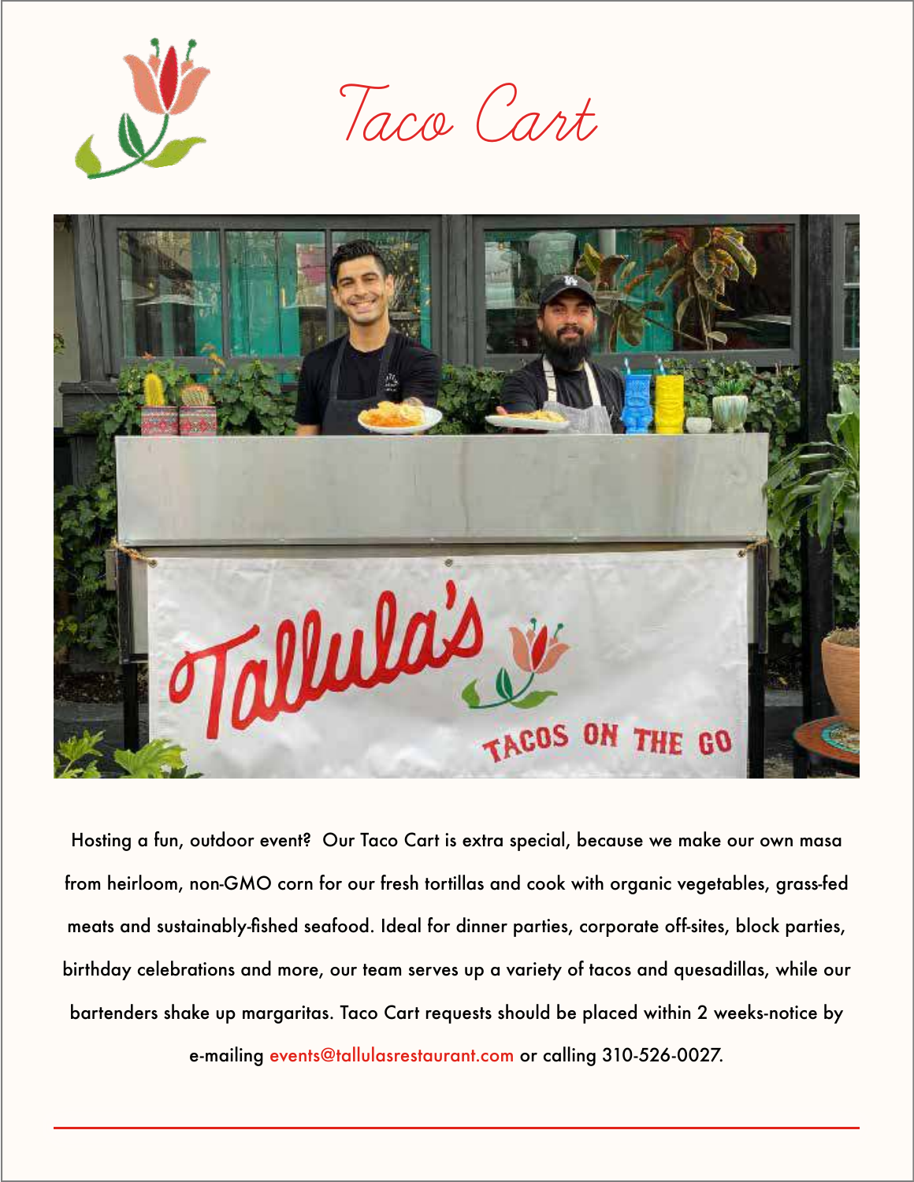# Taco Cart

Hosting a fun, outdoor event? Our Taco Cart is extra special, because we make our own masa from heirloom, non-GMO corn for our fresh tortillas and cook with organic vegetables, grass-fed meats and sustainably-fished seafood. Ideal for dinner parties, corporate off-sites, block parties, birthday celebrations and more, our team serves up a variety of tacos and quesadillas, while our bartenders shake up margaritas. Taco Cart requests should be placed within 2 weeks-notice by e-mailing events@tallulasrestaurant.com or calling 310-526-0027.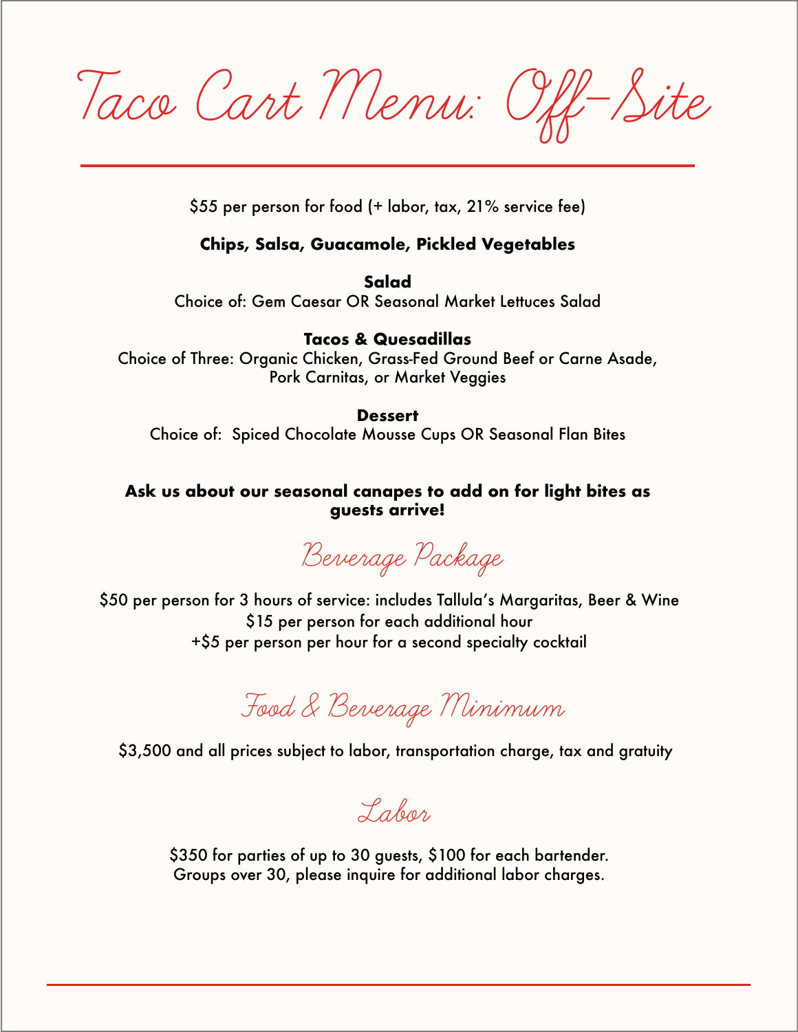# Taco Cart Menu: Off-Site

$55 per person for food (+ labor, tax, 21% service fee)

**Chips, Salsa, Guacamole, Pickled Vegetables**

**Salad**
Choice of: Gem Caesar OR Seasonal Market Lettuces Salad

**Tacos & Quesadillas**
Choice of Three: Organic Chicken, Grass-Fed Ground Beef or Carne Asade, Pork Carnitas, or Market Veggies

**Dessert**
Choice of: Spiced Chocolate Mousse Cups OR Seasonal Flan Bites

**Ask us about our seasonal canapes to add on for light bites as guests arrive!**

## Beverage Package

$50 per person for 3 hours of service: includes Tallula's Margaritas, Beer & Wine
$15 per person for each additional hour
+$5 per person per hour for a second specialty cocktail

## Food & Beverage Minimum

$3,500 and all prices subject to labor, transportation charge, tax and gratuity

## Labor

$350 for parties of up to 30 guests, $100 for each bartender.
Groups over 30, please inquire for additional labor charges.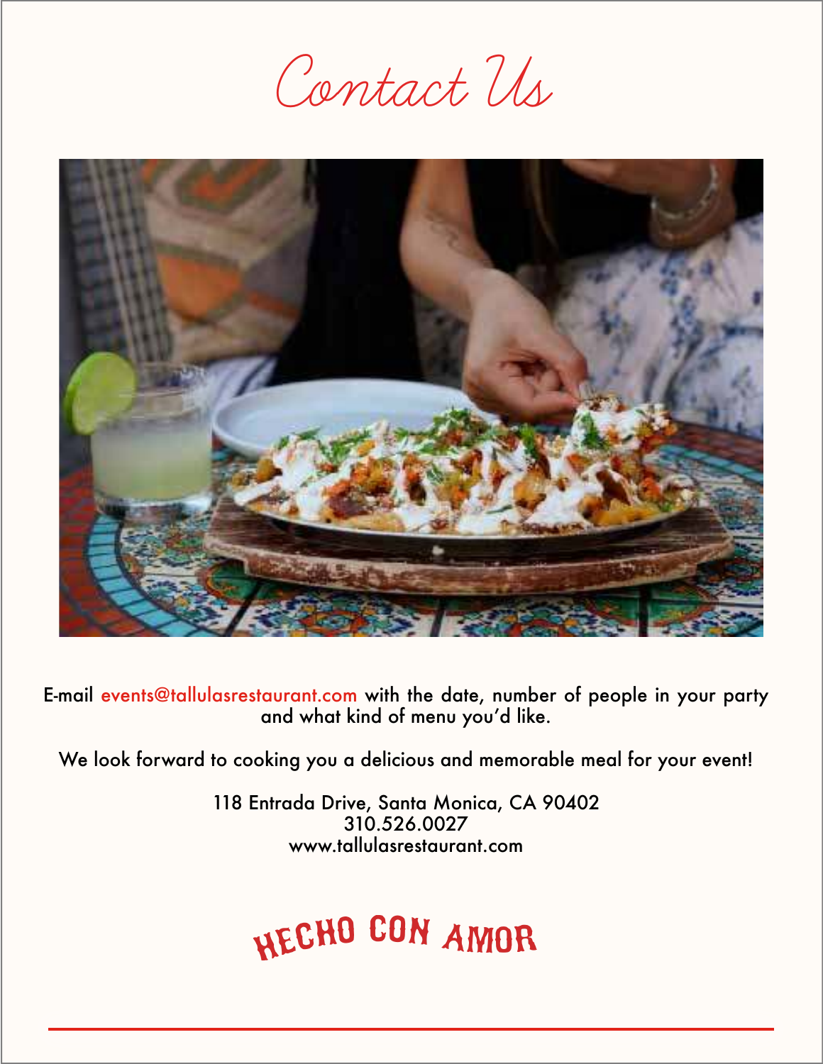# Contact Us

E-mail events@tallulasrestaurant.com with the date, number of people in your party and what kind of menu you'd like.

We look forward to cooking you a delicious and memorable meal for your event!

118 Entrada Drive, Santa Monica, CA 90402
310.526.0027
www.tallulasrestaurant.com

HECHO CON AMOR